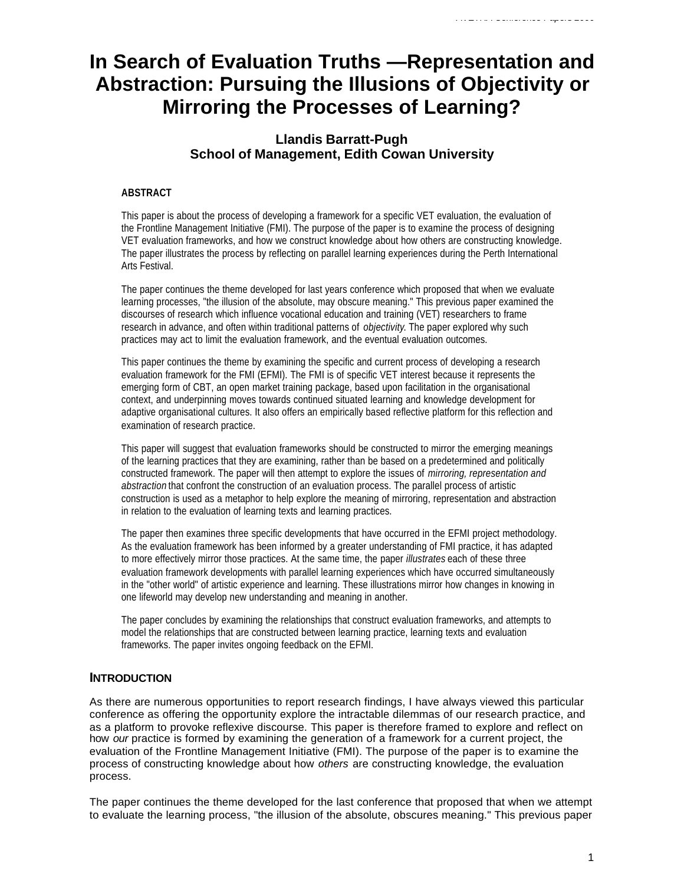# In Search of Evaluation Truths —Representation and Abstraction: Pursuing the Illusions of Objectivity or Mirroring the Processes of Learning?

**Llandis Barratt-Pugh**
**School of Management, Edith Cowan University**

## ABSTRACT

This paper is about the process of developing a framework for a specific VET evaluation, the evaluation of the Frontline Management Initiative (FMI). The purpose of the paper is to examine the process of designing VET evaluation frameworks, and how we construct knowledge about how others are constructing knowledge. The paper illustrates the process by reflecting on parallel learning experiences during the Perth International Arts Festival.

The paper continues the theme developed for last years conference which proposed that when we evaluate learning processes, "the illusion of the absolute, may obscure meaning." This previous paper examined the discourses of research which influence vocational education and training (VET) researchers to frame research in advance, and often within traditional patterns of *objectivity.* The paper explored why such practices may act to limit the evaluation framework, and the eventual evaluation outcomes.

This paper continues the theme by examining the specific and current process of developing a research evaluation framework for the FMI (EFMI). The FMI is of specific VET interest because it represents the emerging form of CBT, an open market training package, based upon facilitation in the organisational context, and underpinning moves towards continued situated learning and knowledge development for adaptive organisational cultures. It also offers an empirically based reflective platform for this reflection and examination of research practice.

This paper will suggest that evaluation frameworks should be constructed to mirror the emerging meanings of the learning practices that they are examining, rather than be based on a predetermined and politically constructed framework. The paper will then attempt to explore the issues of *mirroring, representation and abstraction* that confront the construction of an evaluation process. The parallel process of artistic construction is used as a metaphor to help explore the meaning of mirroring, representation and abstraction in relation to the evaluation of learning texts and learning practices.

The paper then examines three specific developments that have occurred in the EFMI project methodology. As the evaluation framework has been informed by a greater understanding of FMI practice, it has adapted to more effectively mirror those practices. At the same time, the paper *illustrates* each of these three evaluation framework developments with parallel learning experiences which have occurred simultaneously in the "other world" of artistic experience and learning. These illustrations mirror how changes in knowing in one lifeworld may develop new understanding and meaning in another.

The paper concludes by examining the relationships that construct evaluation frameworks, and attempts to model the relationships that are constructed between learning practice, learning texts and evaluation frameworks. The paper invites ongoing feedback on the EFMI.

## INTRODUCTION

As there are numerous opportunities to report research findings, I have always viewed this particular conference as offering the opportunity explore the intractable dilemmas of our research practice, and as a platform to provoke reflexive discourse. This paper is therefore framed to explore and reflect on how *our* practice is formed by examining the generation of a framework for a current project, the evaluation of the Frontline Management Initiative (FMI). The purpose of the paper is to examine the process of constructing knowledge about how *others* are constructing knowledge, the evaluation process.

The paper continues the theme developed for the last conference that proposed that when we attempt to evaluate the learning process, "the illusion of the absolute, obscures meaning." This previous paper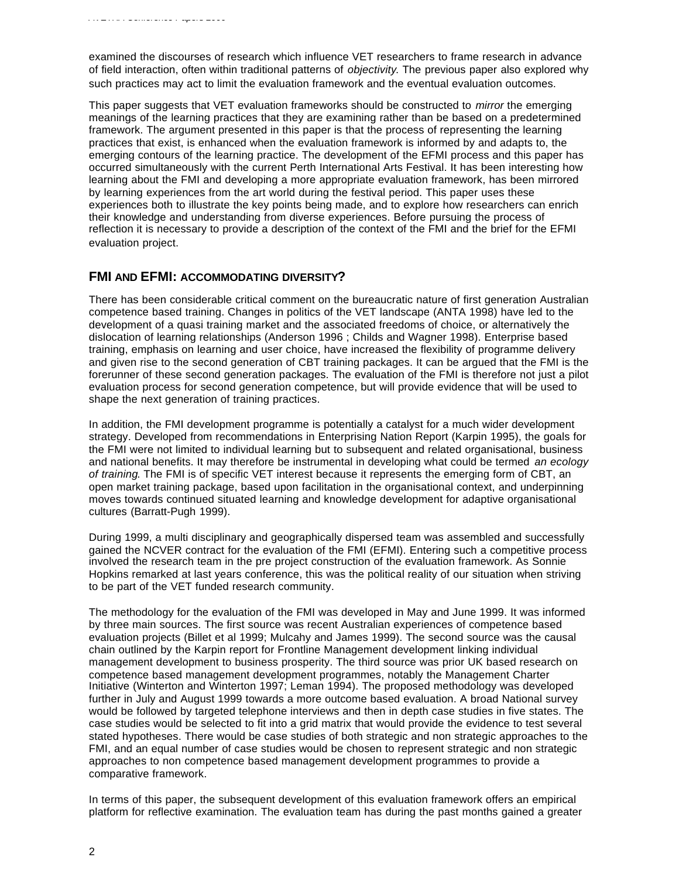examined the discourses of research which influence VET researchers to frame research in advance of field interaction, often within traditional patterns of *objectivity*. The previous paper also explored why such practices may act to limit the evaluation framework and the eventual evaluation outcomes.

This paper suggests that VET evaluation frameworks should be constructed to *mirror* the emerging meanings of the learning practices that they are examining rather than be based on a predetermined framework. The argument presented in this paper is that the process of representing the learning practices that exist, is enhanced when the evaluation framework is informed by and adapts to, the emerging contours of the learning practice. The development of the EFMI process and this paper has occurred simultaneously with the current Perth International Arts Festival. It has been interesting how learning about the FMI and developing a more appropriate evaluation framework, has been mirrored by learning experiences from the art world during the festival period. This paper uses these experiences both to illustrate the key points being made, and to explore how researchers can enrich their knowledge and understanding from diverse experiences. Before pursuing the process of reflection it is necessary to provide a description of the context of the FMI and the brief for the EFMI evaluation project.

## FMI AND EFMI: ACCOMMODATING DIVERSITY?

There has been considerable critical comment on the bureaucratic nature of first generation Australian competence based training. Changes in politics of the VET landscape (ANTA 1998) have led to the development of a quasi training market and the associated freedoms of choice, or alternatively the dislocation of learning relationships (Anderson 1996 ; Childs and Wagner 1998). Enterprise based training, emphasis on learning and user choice, have increased the flexibility of programme delivery and given rise to the second generation of CBT training packages. It can be argued that the FMI is the forerunner of these second generation packages. The evaluation of the FMI is therefore not just a pilot evaluation process for second generation competence, but will provide evidence that will be used to shape the next generation of training practices.

In addition, the FMI development programme is potentially a catalyst for a much wider development strategy. Developed from recommendations in Enterprising Nation Report (Karpin 1995), the goals for the FMI were not limited to individual learning but to subsequent and related organisational, business and national benefits. It may therefore be instrumental in developing what could be termed *an ecology of training*. The FMI is of specific VET interest because it represents the emerging form of CBT, an open market training package, based upon facilitation in the organisational context, and underpinning moves towards continued situated learning and knowledge development for adaptive organisational cultures (Barratt-Pugh 1999).

During 1999, a multi disciplinary and geographically dispersed team was assembled and successfully gained the NCVER contract for the evaluation of the FMI (EFMI). Entering such a competitive process involved the research team in the pre project construction of the evaluation framework. As Sonnie Hopkins remarked at last years conference, this was the political reality of our situation when striving to be part of the VET funded research community.

The methodology for the evaluation of the FMI was developed in May and June 1999. It was informed by three main sources. The first source was recent Australian experiences of competence based evaluation projects (Billet et al 1999; Mulcahy and James 1999). The second source was the causal chain outlined by the Karpin report for Frontline Management development linking individual management development to business prosperity. The third source was prior UK based research on competence based management development programmes, notably the Management Charter Initiative (Winterton and Winterton 1997; Leman 1994). The proposed methodology was developed further in July and August 1999 towards a more outcome based evaluation. A broad National survey would be followed by targeted telephone interviews and then in depth case studies in five states. The case studies would be selected to fit into a grid matrix that would provide the evidence to test several stated hypotheses. There would be case studies of both strategic and non strategic approaches to the FMI, and an equal number of case studies would be chosen to represent strategic and non strategic approaches to non competence based management development programmes to provide a comparative framework.

In terms of this paper, the subsequent development of this evaluation framework offers an empirical platform for reflective examination. The evaluation team has during the past months gained a greater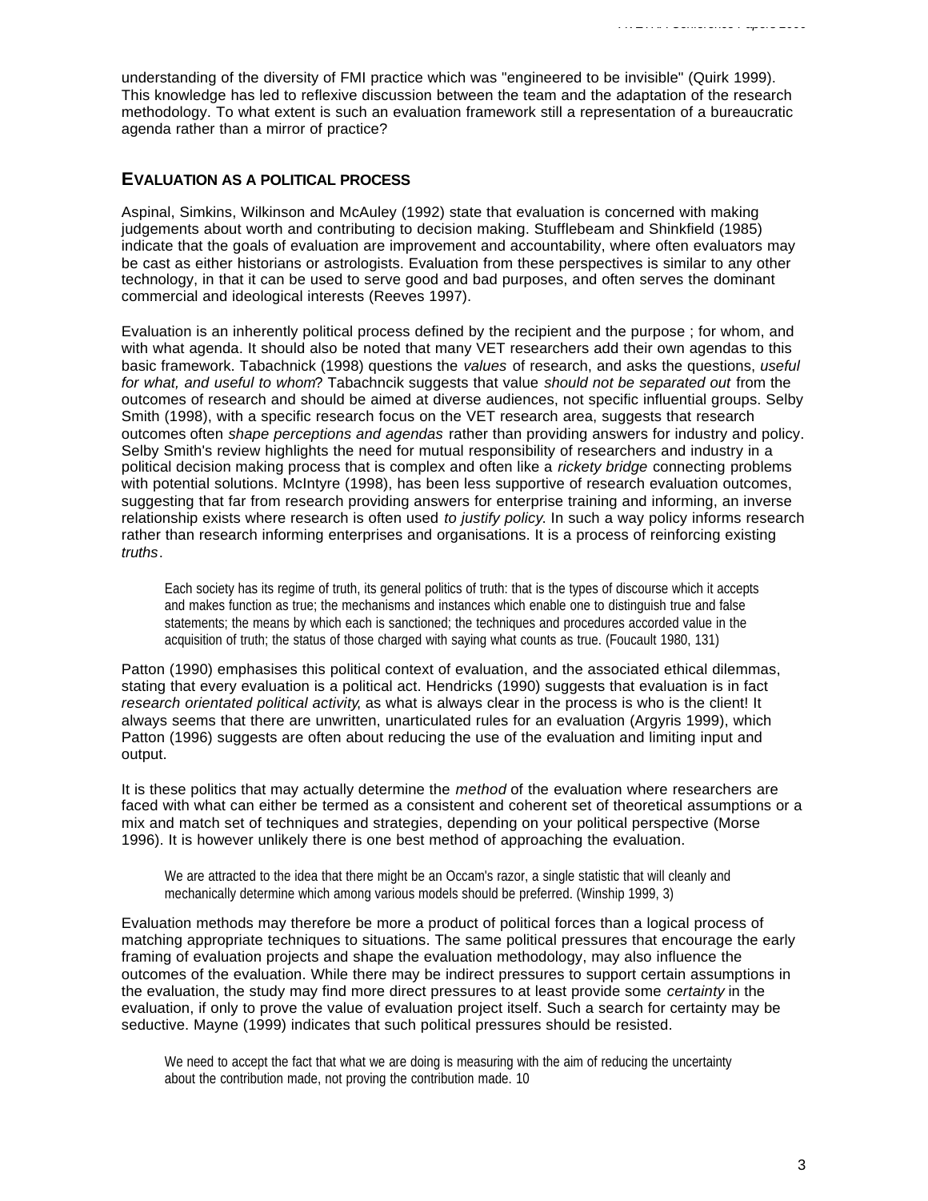understanding of the diversity of FMI practice which was "engineered to be invisible" (Quirk 1999). This knowledge has led to reflexive discussion between the team and the adaptation of the research methodology. To what extent is such an evaluation framework still a representation of a bureaucratic agenda rather than a mirror of practice?

## EVALUATION AS A POLITICAL PROCESS

Aspinal, Simkins, Wilkinson and McAuley (1992) state that evaluation is concerned with making judgements about worth and contributing to decision making. Stufflebeam and Shinkfield (1985) indicate that the goals of evaluation are improvement and accountability, where often evaluators may be cast as either historians or astrologists. Evaluation from these perspectives is similar to any other technology, in that it can be used to serve good and bad purposes, and often serves the dominant commercial and ideological interests (Reeves 1997).

Evaluation is an inherently political process defined by the recipient and the purpose ; for whom, and with what agenda. It should also be noted that many VET researchers add their own agendas to this basic framework. Tabachnick (1998) questions the *values* of research, and asks the questions, *useful for what, and useful to whom*? Tabachncik suggests that value *should not be separated out* from the outcomes of research and should be aimed at diverse audiences, not specific influential groups. Selby Smith (1998), with a specific research focus on the VET research area, suggests that research outcomes often *shape perceptions and agendas* rather than providing answers for industry and policy. Selby Smith's review highlights the need for mutual responsibility of researchers and industry in a political decision making process that is complex and often like a *rickety bridge* connecting problems with potential solutions. McIntyre (1998), has been less supportive of research evaluation outcomes, suggesting that far from research providing answers for enterprise training and informing, an inverse relationship exists where research is often used *to justify policy.* In such a way policy informs research rather than research informing enterprises and organisations. It is a process of reinforcing existing *truths*.

> Each society has its regime of truth, its general politics of truth: that is the types of discourse which it accepts and makes function as true; the mechanisms and instances which enable one to distinguish true and false statements; the means by which each is sanctioned; the techniques and procedures accorded value in the acquisition of truth; the status of those charged with saying what counts as true. (Foucault 1980, 131)

Patton (1990) emphasises this political context of evaluation, and the associated ethical dilemmas, stating that every evaluation is a political act. Hendricks (1990) suggests that evaluation is in fact *research orientated political activity*, as what is always clear in the process is who is the client! It always seems that there are unwritten, unarticulated rules for an evaluation (Argyris 1999), which Patton (1996) suggests are often about reducing the use of the evaluation and limiting input and output.

It is these politics that may actually determine the *method* of the evaluation where researchers are faced with what can either be termed as a consistent and coherent set of theoretical assumptions or a mix and match set of techniques and strategies, depending on your political perspective (Morse 1996). It is however unlikely there is one best method of approaching the evaluation.

> We are attracted to the idea that there might be an Occam's razor, a single statistic that will cleanly and mechanically determine which among various models should be preferred. (Winship 1999, 3)

Evaluation methods may therefore be more a product of political forces than a logical process of matching appropriate techniques to situations. The same political pressures that encourage the early framing of evaluation projects and shape the evaluation methodology, may also influence the outcomes of the evaluation. While there may be indirect pressures to support certain assumptions in the evaluation, the study may find more direct pressures to at least provide some *certainty* in the evaluation, if only to prove the value of evaluation project itself. Such a search for certainty may be seductive. Mayne (1999) indicates that such political pressures should be resisted.

> We need to accept the fact that what we are doing is measuring with the aim of reducing the uncertainty about the contribution made, not proving the contribution made. 10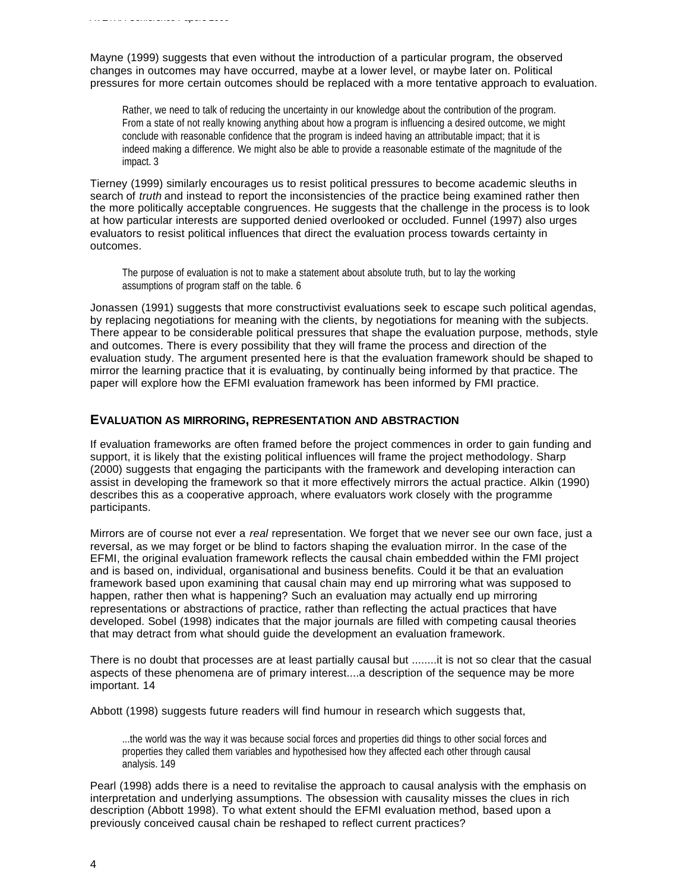Mayne (1999) suggests that even without the introduction of a particular program, the observed changes in outcomes may have occurred, maybe at a lower level, or maybe later on. Political pressures for more certain outcomes should be replaced with a more tentative approach to evaluation.

> Rather, we need to talk of reducing the uncertainty in our knowledge about the contribution of the program. From a state of not really knowing anything about how a program is influencing a desired outcome, we might conclude with reasonable confidence that the program is indeed having an attributable impact; that it is indeed making a difference. We might also be able to provide a reasonable estimate of the magnitude of the impact. 3

Tierney (1999) similarly encourages us to resist political pressures to become academic sleuths in search of *truth* and instead to report the inconsistencies of the practice being examined rather then the more politically acceptable congruences. He suggests that the challenge in the process is to look at how particular interests are supported denied overlooked or occluded. Funnel (1997) also urges evaluators to resist political influences that direct the evaluation process towards certainty in outcomes.

> The purpose of evaluation is not to make a statement about absolute truth, but to lay the working assumptions of program staff on the table. 6

Jonassen (1991) suggests that more constructivist evaluations seek to escape such political agendas, by replacing negotiations for meaning with the clients, by negotiations for meaning with the subjects. There appear to be considerable political pressures that shape the evaluation purpose, methods, style and outcomes. There is every possibility that they will frame the process and direction of the evaluation study. The argument presented here is that the evaluation framework should be shaped to mirror the learning practice that it is evaluating, by continually being informed by that practice. The paper will explore how the EFMI evaluation framework has been informed by FMI practice.

## EVALUATION AS MIRRORING, REPRESENTATION AND ABSTRACTION

If evaluation frameworks are often framed before the project commences in order to gain funding and support, it is likely that the existing political influences will frame the project methodology. Sharp (2000) suggests that engaging the participants with the framework and developing interaction can assist in developing the framework so that it more effectively mirrors the actual practice. Alkin (1990) describes this as a cooperative approach, where evaluators work closely with the programme participants.

Mirrors are of course not ever a *real* representation. We forget that we never see our own face, just a reversal, as we may forget or be blind to factors shaping the evaluation mirror. In the case of the EFMI, the original evaluation framework reflects the causal chain embedded within the FMI project and is based on, individual, organisational and business benefits. Could it be that an evaluation framework based upon examining that causal chain may end up mirroring what was supposed to happen, rather then what is happening? Such an evaluation may actually end up mirroring representations or abstractions of practice, rather than reflecting the actual practices that have developed. Sobel (1998) indicates that the major journals are filled with competing causal theories that may detract from what should guide the development an evaluation framework.

There is no doubt that processes are at least partially causal but ........it is not so clear that the casual aspects of these phenomena are of primary interest....a description of the sequence may be more important. 14

Abbott (1998) suggests future readers will find humour in research which suggests that,

> ...the world was the way it was because social forces and properties did things to other social forces and properties they called them variables and hypothesised how they affected each other through causal analysis. 149

Pearl (1998) adds there is a need to revitalise the approach to causal analysis with the emphasis on interpretation and underlying assumptions. The obsession with causality misses the clues in rich description (Abbott 1998). To what extent should the EFMI evaluation method, based upon a previously conceived causal chain be reshaped to reflect current practices?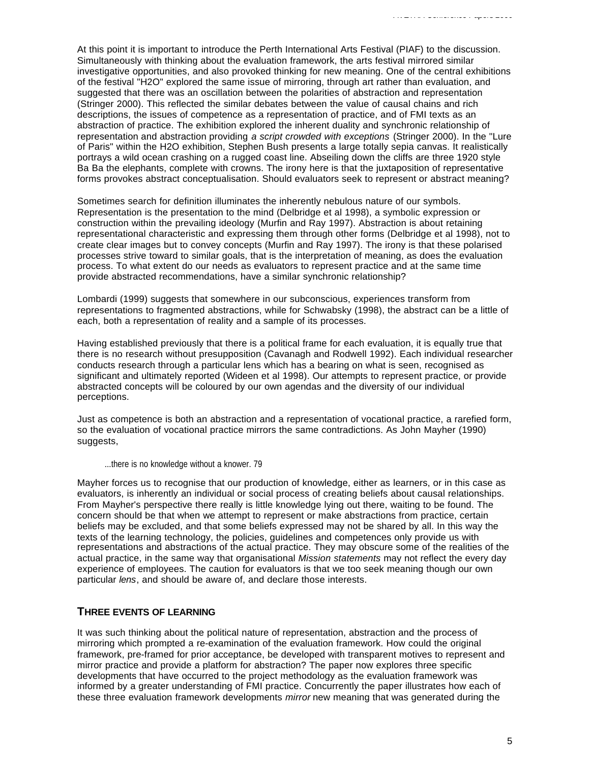At this point it is important to introduce the Perth International Arts Festival (PIAF) to the discussion. Simultaneously with thinking about the evaluation framework, the arts festival mirrored similar investigative opportunities, and also provoked thinking for new meaning. One of the central exhibitions of the festival "H2O" explored the same issue of mirroring, through art rather than evaluation, and suggested that there was an oscillation between the polarities of abstraction and representation (Stringer 2000). This reflected the similar debates between the value of causal chains and rich descriptions, the issues of competence as a representation of practice, and of FMI texts as an abstraction of practice. The exhibition explored the inherent duality and synchronic relationship of representation and abstraction providing *a script crowded with exceptions* (Stringer 2000). In the "Lure of Paris" within the H2O exhibition, Stephen Bush presents a large totally sepia canvas. It realistically portrays a wild ocean crashing on a rugged coast line. Abseiling down the cliffs are three 1920 style Ba Ba the elephants, complete with crowns. The irony here is that the juxtaposition of representative forms provokes abstract conceptualisation. Should evaluators seek to represent or abstract meaning?

Sometimes search for definition illuminates the inherently nebulous nature of our symbols. Representation is the presentation to the mind (Delbridge et al 1998), a symbolic expression or construction within the prevailing ideology (Murfin and Ray 1997). Abstraction is about retaining representational characteristic and expressing them through other forms (Delbridge et al 1998), not to create clear images but to convey concepts (Murfin and Ray 1997). The irony is that these polarised processes strive toward to similar goals, that is the interpretation of meaning, as does the evaluation process. To what extent do our needs as evaluators to represent practice and at the same time provide abstracted recommendations, have a similar synchronic relationship?

Lombardi (1999) suggests that somewhere in our subconscious, experiences transform from representations to fragmented abstractions, while for Schwabsky (1998), the abstract can be a little of each, both a representation of reality and a sample of its processes.

Having established previously that there is a political frame for each evaluation, it is equally true that there is no research without presupposition (Cavanagh and Rodwell 1992). Each individual researcher conducts research through a particular lens which has a bearing on what is seen, recognised as significant and ultimately reported (Wideen et al 1998). Our attempts to represent practice, or provide abstracted concepts will be coloured by our own agendas and the diversity of our individual perceptions.

Just as competence is both an abstraction and a representation of vocational practice, a rarefied form, so the evaluation of vocational practice mirrors the same contradictions. As John Mayher (1990) suggests,

> ...there is no knowledge without a knower. 79

Mayher forces us to recognise that our production of knowledge, either as learners, or in this case as evaluators, is inherently an individual or social process of creating beliefs about causal relationships. From Mayher's perspective there really is little knowledge lying out there, waiting to be found. The concern should be that when we attempt to represent or make abstractions from practice, certain beliefs may be excluded, and that some beliefs expressed may not be shared by all. In this way the texts of the learning technology, the policies, guidelines and competences only provide us with representations and abstractions of the actual practice. They may obscure some of the realities of the actual practice, in the same way that organisational *Mission statements* may not reflect the every day experience of employees. The caution for evaluators is that we too seek meaning though our own particular *lens*, and should be aware of, and declare those interests.

## THREE EVENTS OF LEARNING

It was such thinking about the political nature of representation, abstraction and the process of mirroring which prompted a re-examination of the evaluation framework. How could the original framework, pre-framed for prior acceptance, be developed with transparent motives to represent and mirror practice and provide a platform for abstraction? The paper now explores three specific developments that have occurred to the project methodology as the evaluation framework was informed by a greater understanding of FMI practice. Concurrently the paper illustrates how each of these three evaluation framework developments *mirror* new meaning that was generated during the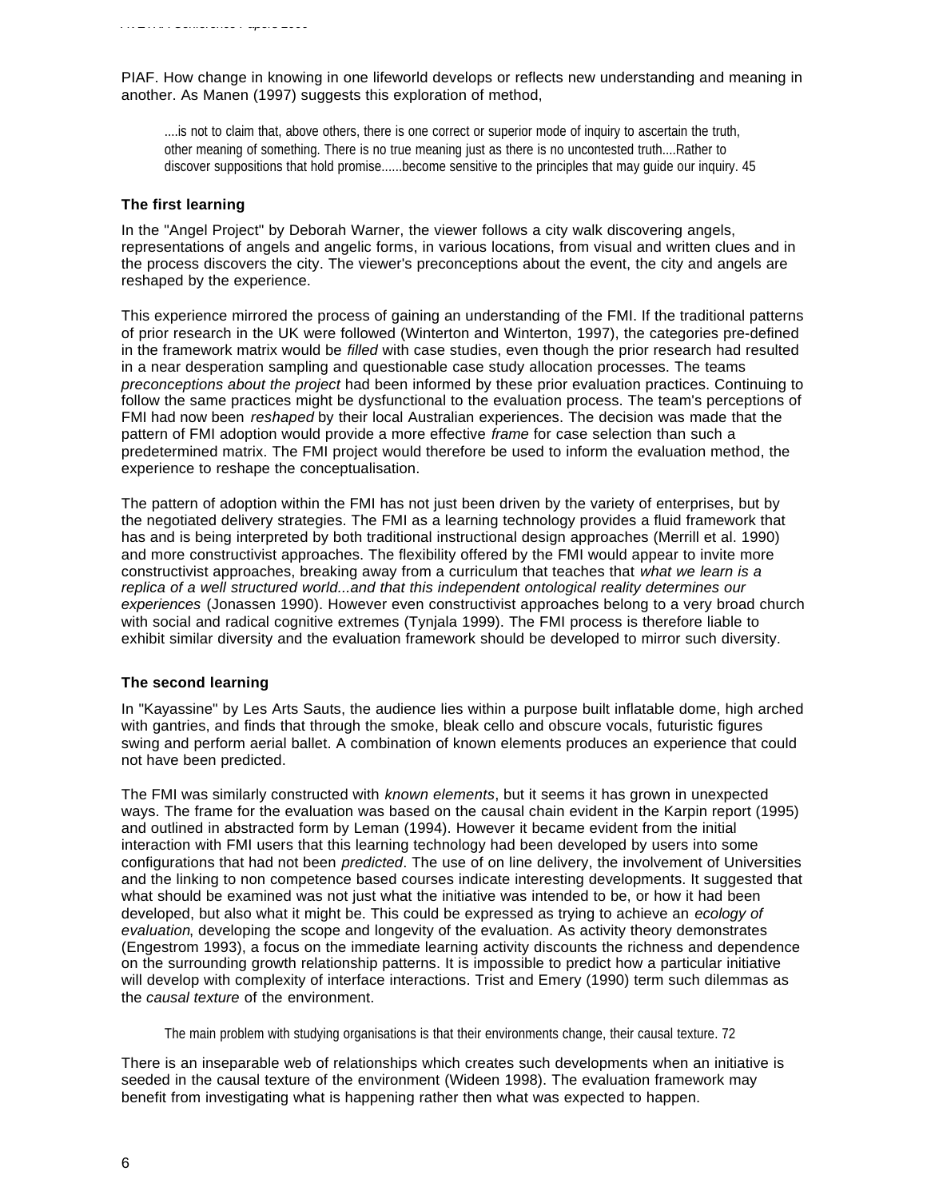PIAF. How change in knowing in one lifeworld develops or reflects new understanding and meaning in another. As Manen (1997) suggests this exploration of method,

> ....is not to claim that, above others, there is one correct or superior mode of inquiry to ascertain the truth, other meaning of something. There is no true meaning just as there is no uncontested truth....Rather to discover suppositions that hold promise......become sensitive to the principles that may guide our inquiry. 45

### The first learning

In the "Angel Project" by Deborah Warner, the viewer follows a city walk discovering angels, representations of angels and angelic forms, in various locations, from visual and written clues and in the process discovers the city. The viewer's preconceptions about the event, the city and angels are reshaped by the experience.

This experience mirrored the process of gaining an understanding of the FMI. If the traditional patterns of prior research in the UK were followed (Winterton and Winterton, 1997), the categories pre-defined in the framework matrix would be *filled* with case studies, even though the prior research had resulted in a near desperation sampling and questionable case study allocation processes. The teams *preconceptions about the project* had been informed by these prior evaluation practices. Continuing to follow the same practices might be dysfunctional to the evaluation process. The team's perceptions of FMI had now been *reshaped* by their local Australian experiences. The decision was made that the pattern of FMI adoption would provide a more effective *frame* for case selection than such a predetermined matrix. The FMI project would therefore be used to inform the evaluation method, the experience to reshape the conceptualisation.

The pattern of adoption within the FMI has not just been driven by the variety of enterprises, but by the negotiated delivery strategies. The FMI as a learning technology provides a fluid framework that has and is being interpreted by both traditional instructional design approaches (Merrill et al. 1990) and more constructivist approaches. The flexibility offered by the FMI would appear to invite more constructivist approaches, breaking away from a curriculum that teaches that *what we learn is a replica of a well structured world...and that this independent ontological reality determines our experiences* (Jonassen 1990). However even constructivist approaches belong to a very broad church with social and radical cognitive extremes (Tynjala 1999). The FMI process is therefore liable to exhibit similar diversity and the evaluation framework should be developed to mirror such diversity.

### The second learning

In "Kayassine" by Les Arts Sauts, the audience lies within a purpose built inflatable dome, high arched with gantries, and finds that through the smoke, bleak cello and obscure vocals, futuristic figures swing and perform aerial ballet. A combination of known elements produces an experience that could not have been predicted.

The FMI was similarly constructed with *known elements*, but it seems it has grown in unexpected ways. The frame for the evaluation was based on the causal chain evident in the Karpin report (1995) and outlined in abstracted form by Leman (1994). However it became evident from the initial interaction with FMI users that this learning technology had been developed by users into some configurations that had not been *predicted*. The use of on line delivery, the involvement of Universities and the linking to non competence based courses indicate interesting developments. It suggested that what should be examined was not just what the initiative was intended to be, or how it had been developed, but also what it might be. This could be expressed as trying to achieve an *ecology of evaluation*, developing the scope and longevity of the evaluation. As activity theory demonstrates (Engestrom 1993), a focus on the immediate learning activity discounts the richness and dependence on the surrounding growth relationship patterns. It is impossible to predict how a particular initiative will develop with complexity of interface interactions. Trist and Emery (1990) term such dilemmas as the *causal texture* of the environment.

> The main problem with studying organisations is that their environments change, their causal texture. 72

There is an inseparable web of relationships which creates such developments when an initiative is seeded in the causal texture of the environment (Wideen 1998). The evaluation framework may benefit from investigating what is happening rather then what was expected to happen.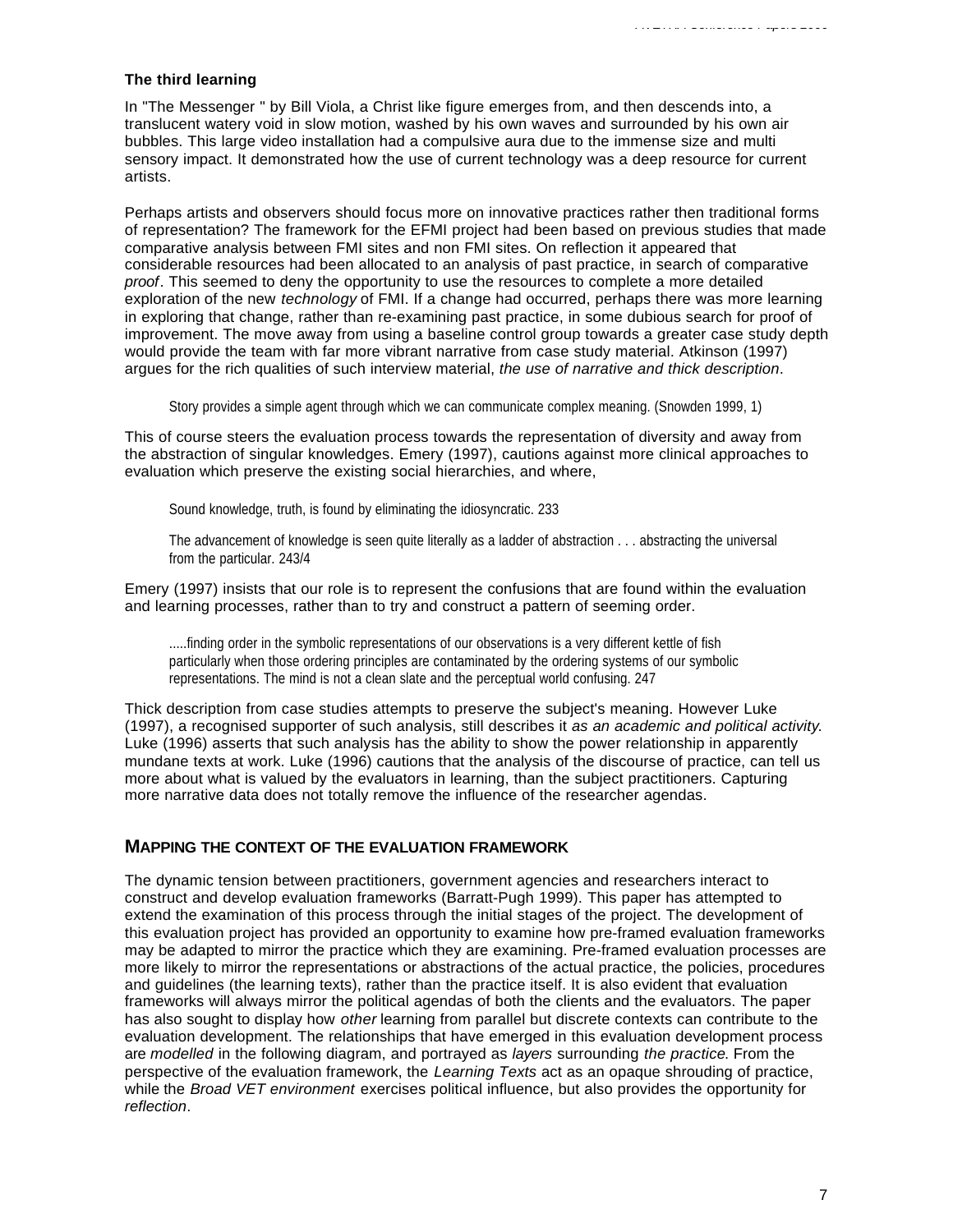### The third learning

In "The Messenger " by Bill Viola, a Christ like figure emerges from, and then descends into, a translucent watery void in slow motion, washed by his own waves and surrounded by his own air bubbles. This large video installation had a compulsive aura due to the immense size and multi sensory impact. It demonstrated how the use of current technology was a deep resource for current artists.

Perhaps artists and observers should focus more on innovative practices rather then traditional forms of representation? The framework for the EFMI project had been based on previous studies that made comparative analysis between FMI sites and non FMI sites. On reflection it appeared that considerable resources had been allocated to an analysis of past practice, in search of comparative *proof*. This seemed to deny the opportunity to use the resources to complete a more detailed exploration of the new *technology* of FMI. If a change had occurred, perhaps there was more learning in exploring that change, rather than re-examining past practice, in some dubious search for proof of improvement. The move away from using a baseline control group towards a greater case study depth would provide the team with far more vibrant narrative from case study material. Atkinson (1997) argues for the rich qualities of such interview material, *the use of narrative and thick description*.

> Story provides a simple agent through which we can communicate complex meaning. (Snowden 1999, 1)

This of course steers the evaluation process towards the representation of diversity and away from the abstraction of singular knowledges. Emery (1997), cautions against more clinical approaches to evaluation which preserve the existing social hierarchies, and where,

> Sound knowledge, truth, is found by eliminating the idiosyncratic. 233
>
> The advancement of knowledge is seen quite literally as a ladder of abstraction . . . abstracting the universal from the particular. 243/4

Emery (1997) insists that our role is to represent the confusions that are found within the evaluation and learning processes, rather than to try and construct a pattern of seeming order.

> .....finding order in the symbolic representations of our observations is a very different kettle of fish particularly when those ordering principles are contaminated by the ordering systems of our symbolic representations. The mind is not a clean slate and the perceptual world confusing. 247

Thick description from case studies attempts to preserve the subject's meaning. However Luke (1997), a recognised supporter of such analysis, still describes it *as an academic and political activity*. Luke (1996) asserts that such analysis has the ability to show the power relationship in apparently mundane texts at work. Luke (1996) cautions that the analysis of the discourse of practice, can tell us more about what is valued by the evaluators in learning, than the subject practitioners. Capturing more narrative data does not totally remove the influence of the researcher agendas.

## MAPPING THE CONTEXT OF THE EVALUATION FRAMEWORK

The dynamic tension between practitioners, government agencies and researchers interact to construct and develop evaluation frameworks (Barratt-Pugh 1999). This paper has attempted to extend the examination of this process through the initial stages of the project. The development of this evaluation project has provided an opportunity to examine how pre-framed evaluation frameworks may be adapted to mirror the practice which they are examining. Pre-framed evaluation processes are more likely to mirror the representations or abstractions of the actual practice, the policies, procedures and guidelines (the learning texts), rather than the practice itself. It is also evident that evaluation frameworks will always mirror the political agendas of both the clients and the evaluators. The paper has also sought to display how *other* learning from parallel but discrete contexts can contribute to the evaluation development. The relationships that have emerged in this evaluation development process are *modelled* in the following diagram, and portrayed as *layers* surrounding *the practice*. From the perspective of the evaluation framework, the *Learning Texts* act as an opaque shrouding of practice, while the *Broad VET environment* exercises political influence, but also provides the opportunity for *reflection*.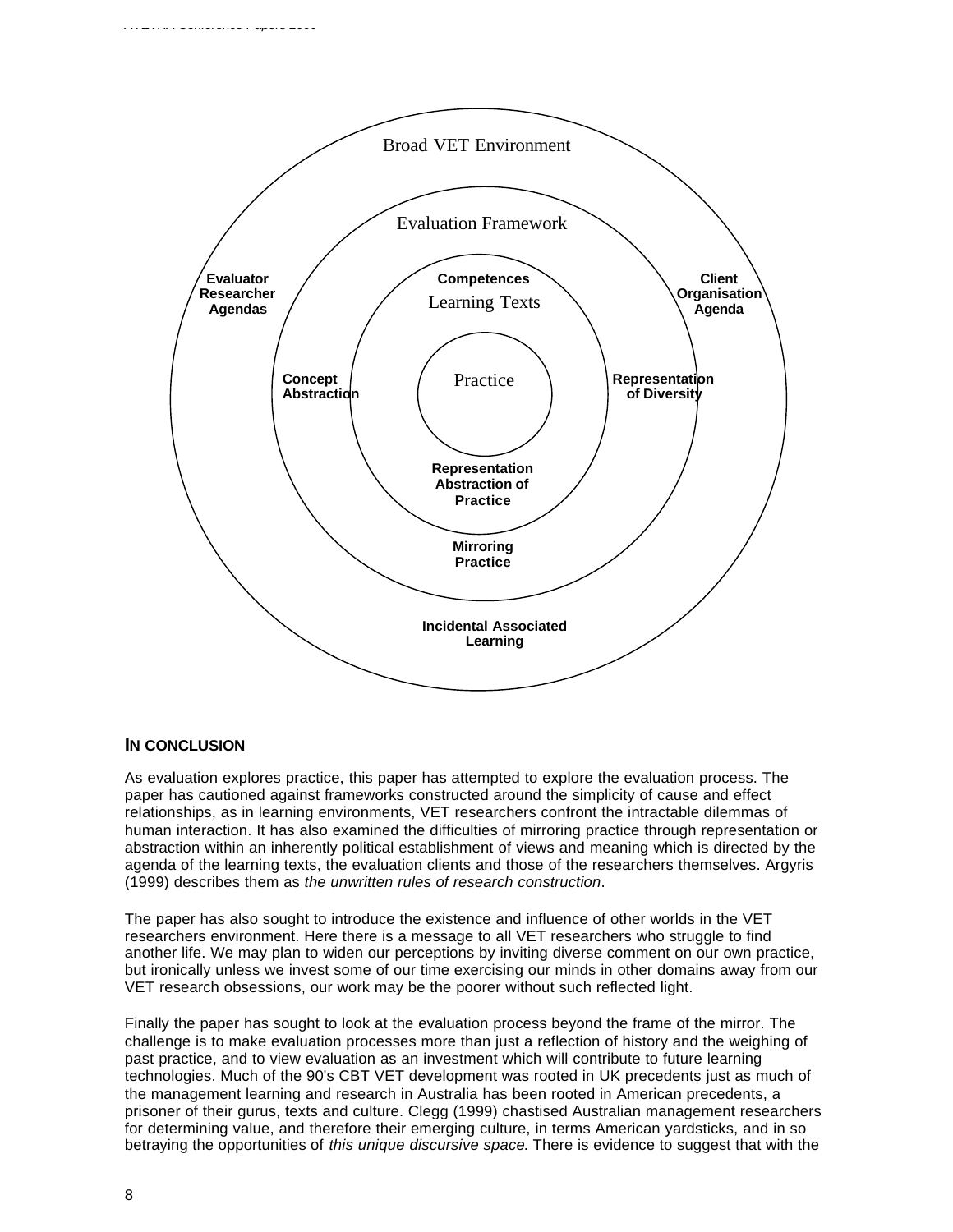Broad VET Environment

Evaluation Framework

**Evaluator Researcher Agendas**

**Competences**

Learning Texts

**Client Organisation Agenda**

**Concept Abstraction**

Practice

**Representation of Diversity**

**Representation Abstraction of Practice**

**Mirroring Practice**

**Incidental Associated Learning**

## IN CONCLUSION

As evaluation explores practice, this paper has attempted to explore the evaluation process. The paper has cautioned against frameworks constructed around the simplicity of cause and effect relationships, as in learning environments, VET researchers confront the intractable dilemmas of human interaction. It has also examined the difficulties of mirroring practice through representation or abstraction within an inherently political establishment of views and meaning which is directed by the agenda of the learning texts, the evaluation clients and those of the researchers themselves. Argyris (1999) describes them as *the unwritten rules of research construction*.

The paper has also sought to introduce the existence and influence of other worlds in the VET researchers environment. Here there is a message to all VET researchers who struggle to find another life. We may plan to widen our perceptions by inviting diverse comment on our own practice, but ironically unless we invest some of our time exercising our minds in other domains away from our VET research obsessions, our work may be the poorer without such reflected light.

Finally the paper has sought to look at the evaluation process beyond the frame of the mirror. The challenge is to make evaluation processes more than just a reflection of history and the weighing of past practice, and to view evaluation as an investment which will contribute to future learning technologies. Much of the 90's CBT VET development was rooted in UK precedents just as much of the management learning and research in Australia has been rooted in American precedents, a prisoner of their gurus, texts and culture. Clegg (1999) chastised Australian management researchers for determining value, and therefore their emerging culture, in terms American yardsticks, and in so betraying the opportunities of *this unique discursive space*. There is evidence to suggest that with the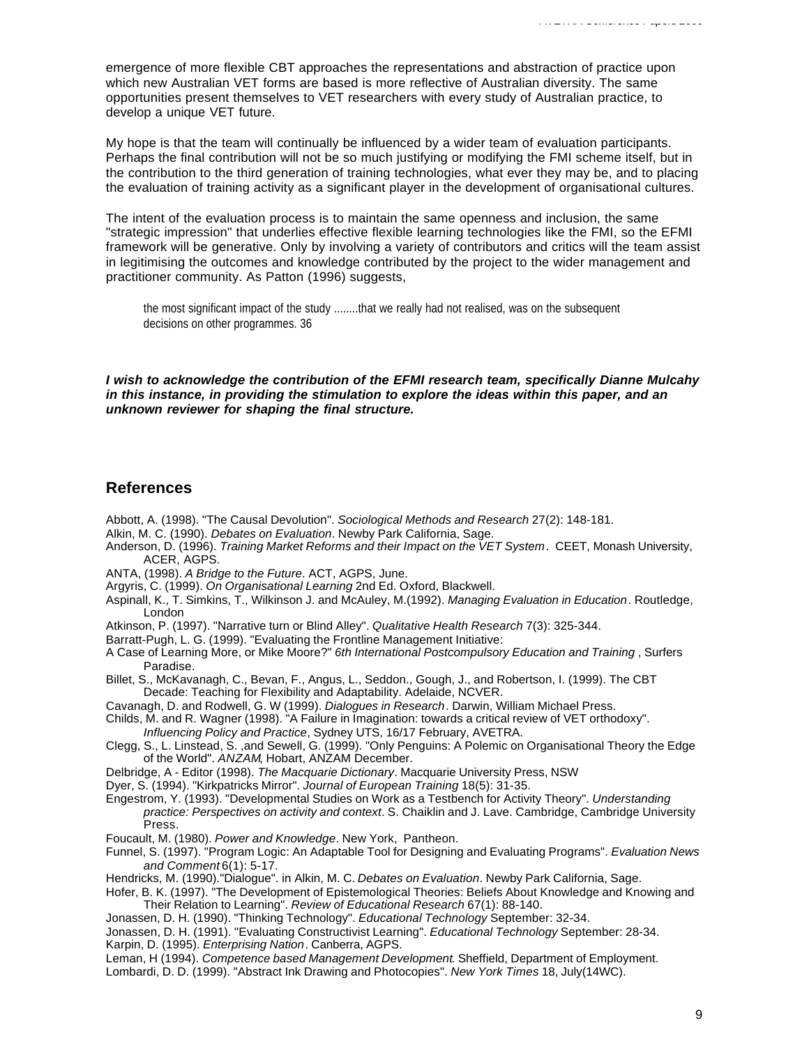emergence of more flexible CBT approaches the representations and abstraction of practice upon which new Australian VET forms are based is more reflective of Australian diversity. The same opportunities present themselves to VET researchers with every study of Australian practice, to develop a unique VET future.

My hope is that the team will continually be influenced by a wider team of evaluation participants. Perhaps the final contribution will not be so much justifying or modifying the FMI scheme itself, but in the contribution to the third generation of training technologies, what ever they may be, and to placing the evaluation of training activity as a significant player in the development of organisational cultures.

The intent of the evaluation process is to maintain the same openness and inclusion, the same "strategic impression" that underlies effective flexible learning technologies like the FMI, so the EFMI framework will be generative. Only by involving a variety of contributors and critics will the team assist in legitimising the outcomes and knowledge contributed by the project to the wider management and practitioner community. As Patton (1996) suggests,

> the most significant impact of the study ........that we really had not realised, was on the subsequent decisions on other programmes. 36

***I wish to acknowledge the contribution of the EFMI research team, specifically Dianne Mulcahy in this instance, in providing the stimulation to explore the ideas within this paper, and an unknown reviewer for shaping the final structure.***

## References

Abbott, A. (1998). "The Causal Devolution". *Sociological Methods and Research* 27(2): 148-181.

Alkin, M. C. (1990). *Debates on Evaluation*. Newby Park California, Sage.

Anderson, D. (1996). *Training Market Reforms and their Impact on the VET System*. CEET, Monash University, ACER, AGPS.

ANTA, (1998). *A Bridge to the Future*. ACT, AGPS, June.

Argyris, C. (1999). *On Organisational Learning* 2nd Ed. Oxford, Blackwell.

Aspinall, K., T. Simkins, T., Wilkinson J. and McAuley, M.(1992). *Managing Evaluation in Education*. Routledge, London

Atkinson, P. (1997). "Narrative turn or Blind Alley". *Qualitative Health Research* 7(3): 325-344.

Barratt-Pugh, L. G. (1999). "Evaluating the Frontline Management Initiative:
A Case of Learning More, or Mike Moore?" *6th International Postcompulsory Education and Training* , Surfers Paradise.

Billet, S., McKavanagh, C., Bevan, F., Angus, L., Seddon., Gough, J., and Robertson, I. (1999). The CBT Decade: Teaching for Flexibility and Adaptability. Adelaide, NCVER.

Cavanagh, D. and Rodwell, G. W (1999). *Dialogues in Research*. Darwin, William Michael Press.

Childs, M. and R. Wagner (1998). "A Failure in Imagination: towards a critical review of VET orthodoxy". *Influencing Policy and Practice*, Sydney UTS, 16/17 February, AVETRA.

Clegg, S., L. Linstead, S. ,and Sewell, G. (1999). "Only Penguins: A Polemic on Organisational Theory the Edge of the World". *ANZAM*, Hobart, ANZAM December.

Delbridge, A - Editor (1998). *The Macquarie Dictionary*. Macquarie University Press, NSW

Dyer, S. (1994). "Kirkpatricks Mirror". *Journal of European Training* 18(5): 31-35.

Engestrom, Y. (1993). "Developmental Studies on Work as a Testbench for Activity Theory". *Understanding practice: Perspectives on activity and context*. S. Chaiklin and J. Lave. Cambridge, Cambridge University Press.

Foucault, M. (1980). *Power and Knowledge*. New York, Pantheon.

Funnel, S. (1997). "Program Logic: An Adaptable Tool for Designing and Evaluating Programs". *Evaluation News and Comment* 6(1): 5-17.

Hendricks, M. (1990)."Dialogue". in Alkin, M. C. *Debates on Evaluation*. Newby Park California, Sage.

Hofer, B. K. (1997). "The Development of Epistemological Theories: Beliefs About Knowledge and Knowing and Their Relation to Learning". *Review of Educational Research* 67(1): 88-140.

Jonassen, D. H. (1990). "Thinking Technology". *Educational Technology* September: 32-34.

Jonassen, D. H. (1991). "Evaluating Constructivist Learning". *Educational Technology* September: 28-34.

Karpin, D. (1995). *Enterprising Nation*. Canberra, AGPS.

Leman, H (1994). *Competence based Management Development*. Sheffield, Department of Employment.

Lombardi, D. D. (1999). "Abstract Ink Drawing and Photocopies". *New York Times* 18, July(14WC).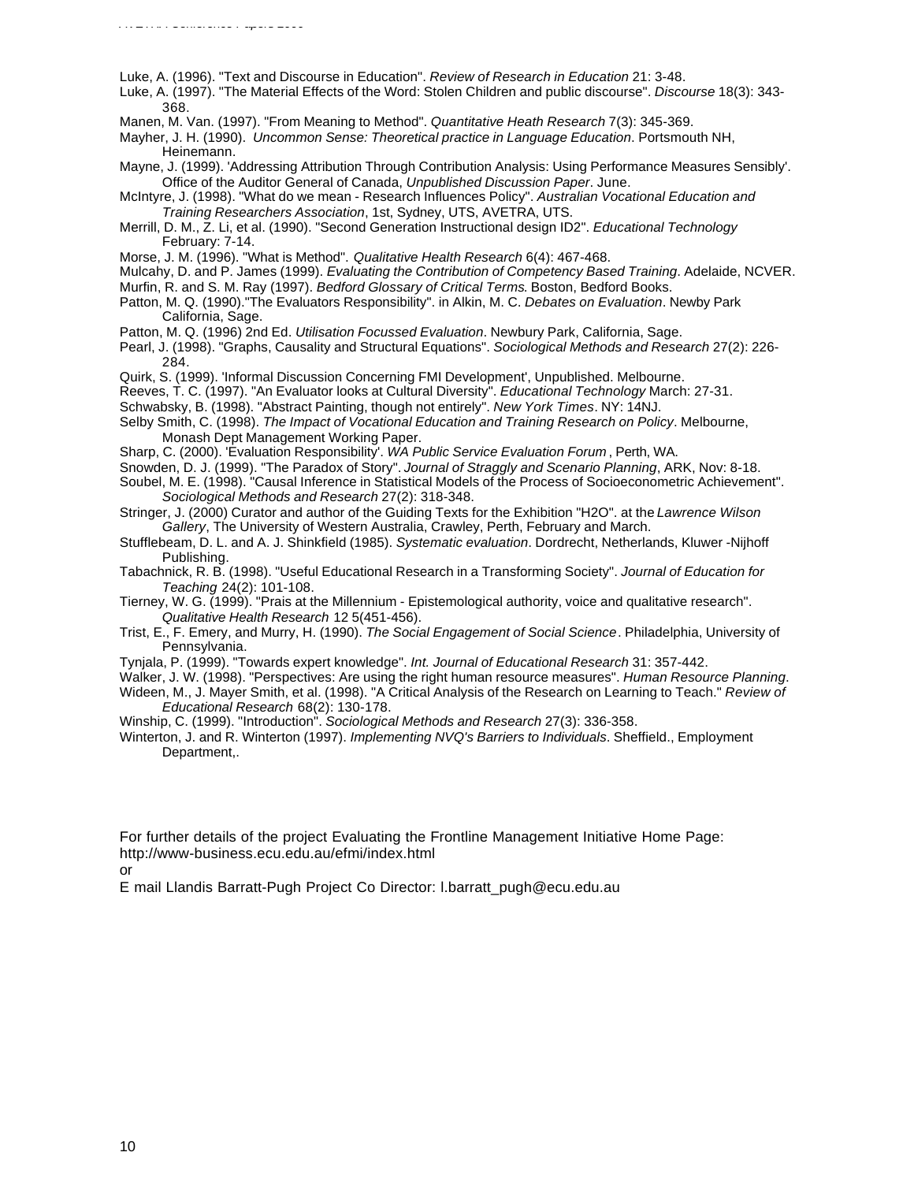Luke, A. (1996). "Text and Discourse in Education". *Review of Research in Education* 21: 3-48.

Luke, A. (1997). "The Material Effects of the Word: Stolen Children and public discourse". *Discourse* 18(3): 343-368.

Manen, M. Van. (1997). "From Meaning to Method". *Quantitative Heath Research* 7(3): 345-369.

Mayher, J. H. (1990). *Uncommon Sense: Theoretical practice in Language Education*. Portsmouth NH, Heinemann.

Mayne, J. (1999). 'Addressing Attribution Through Contribution Analysis: Using Performance Measures Sensibly'. Office of the Auditor General of Canada, *Unpublished Discussion Paper*. June.

McIntyre, J. (1998). "What do we mean - Research Influences Policy". *Australian Vocational Education and Training Researchers Association*, 1st, Sydney, UTS, AVETRA, UTS.

Merrill, D. M., Z. Li, et al. (1990). "Second Generation Instructional design ID2". *Educational Technology* February: 7-14.

Morse, J. M. (1996). "What is Method". *Qualitative Health Research* 6(4): 467-468.

Mulcahy, D. and P. James (1999). *Evaluating the Contribution of Competency Based Training*. Adelaide, NCVER.

Murfin, R. and S. M. Ray (1997). *Bedford Glossary of Critical Terms.* Boston, Bedford Books.

Patton, M. Q. (1990)."The Evaluators Responsibility". in Alkin, M. C. *Debates on Evaluation*. Newby Park California, Sage.

Patton, M. Q. (1996) 2nd Ed. *Utilisation Focussed Evaluation*. Newbury Park, California, Sage.

Pearl, J. (1998). "Graphs, Causality and Structural Equations". *Sociological Methods and Research* 27(2): 226-284.

Quirk, S. (1999). 'Informal Discussion Concerning FMI Development', Unpublished. Melbourne.

Reeves, T. C. (1997). "An Evaluator looks at Cultural Diversity". *Educational Technology* March: 27-31.

Schwabsky, B. (1998). "Abstract Painting, though not entirely". *New York Times*. NY: 14NJ.

Selby Smith, C. (1998). *The Impact of Vocational Education and Training Research on Policy*. Melbourne, Monash Dept Management Working Paper.

Sharp, C. (2000). 'Evaluation Responsibility'. *WA Public Service Evaluation Forum* , Perth, WA.

Snowden, D. J. (1999). "The Paradox of Story". *Journal of Straggly and Scenario Planning*, ARK, Nov: 8-18.

Soubel, M. E. (1998). "Causal Inference in Statistical Models of the Process of Socioeconometric Achievement". *Sociological Methods and Research* 27(2): 318-348.

Stringer, J. (2000) Curator and author of the Guiding Texts for the Exhibition "H2O". at the *Lawrence Wilson Gallery*, The University of Western Australia, Crawley, Perth, February and March.

Stufflebeam, D. L. and A. J. Shinkfield (1985). *Systematic evaluation*. Dordrecht, Netherlands, Kluwer -Nijhoff Publishing.

Tabachnick, R. B. (1998). "Useful Educational Research in a Transforming Society". *Journal of Education for Teaching* 24(2): 101-108.

Tierney, W. G. (1999). "Prais at the Millennium - Epistemological authority, voice and qualitative research". *Qualitative Health Research* 12 5(451-456).

Trist, E., F. Emery, and Murry, H. (1990). *The Social Engagement of Social Science*. Philadelphia, University of Pennsylvania.

Tynjala, P. (1999). "Towards expert knowledge". *Int. Journal of Educational Research* 31: 357-442.

Walker, J. W. (1998). "Perspectives: Are using the right human resource measures". *Human Resource Planning*.

Wideen, M., J. Mayer Smith, et al. (1998). "A Critical Analysis of the Research on Learning to Teach." *Review of Educational Research* 68(2): 130-178.

Winship, C. (1999). "Introduction". *Sociological Methods and Research* 27(3): 336-358.

Winterton, J. and R. Winterton (1997). *Implementing NVQ's Barriers to Individuals*. Sheffield., Employment Department,.

For further details of the project Evaluating the Frontline Management Initiative Home Page:
http://www-business.ecu.edu.au/efmi/index.html
or
E mail Llandis Barratt-Pugh Project Co Director: l.barratt_pugh@ecu.edu.au